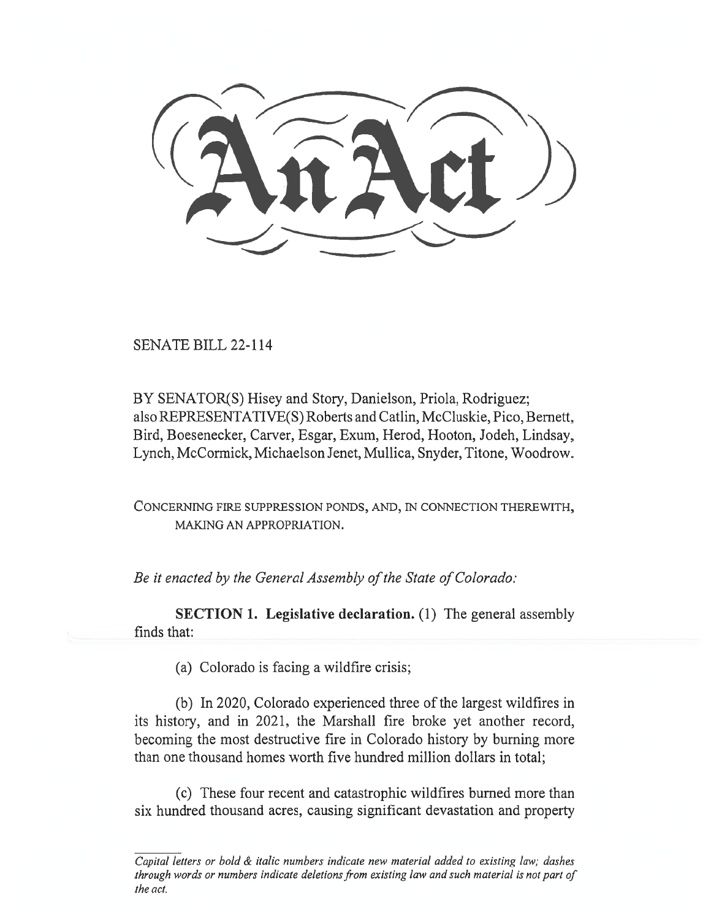# An Act

SENATE BILL 22-114

BY SENATOR(S) Hisey and Story, Danielson, Priola, Rodriguez;
also REPRESENTATIVE(S) Roberts and Catlin, McCluskie, Pico, Bernett, Bird, Boesenecker, Carver, Esgar, Exum, Herod, Hooton, Jodeh, Lindsay, Lynch, McCormick, Michaelson Jenet, Mullica, Snyder, Titone, Woodrow.

CONCERNING FIRE SUPPRESSION PONDS, AND, IN CONNECTION THEREWITH, MAKING AN APPROPRIATION.

*Be it enacted by the General Assembly of the State of Colorado:*

**SECTION 1. Legislative declaration.** (1) The general assembly finds that:

(a) Colorado is facing a wildfire crisis;

(b) In 2020, Colorado experienced three of the largest wildfires in its history, and in 2021, the Marshall fire broke yet another record, becoming the most destructive fire in Colorado history by burning more than one thousand homes worth five hundred million dollars in total;

(c) These four recent and catastrophic wildfires burned more than six hundred thousand acres, causing significant devastation and property

*Capital letters or bold & italic numbers indicate new material added to existing law; dashes through words or numbers indicate deletions from existing law and such material is not part of the act.*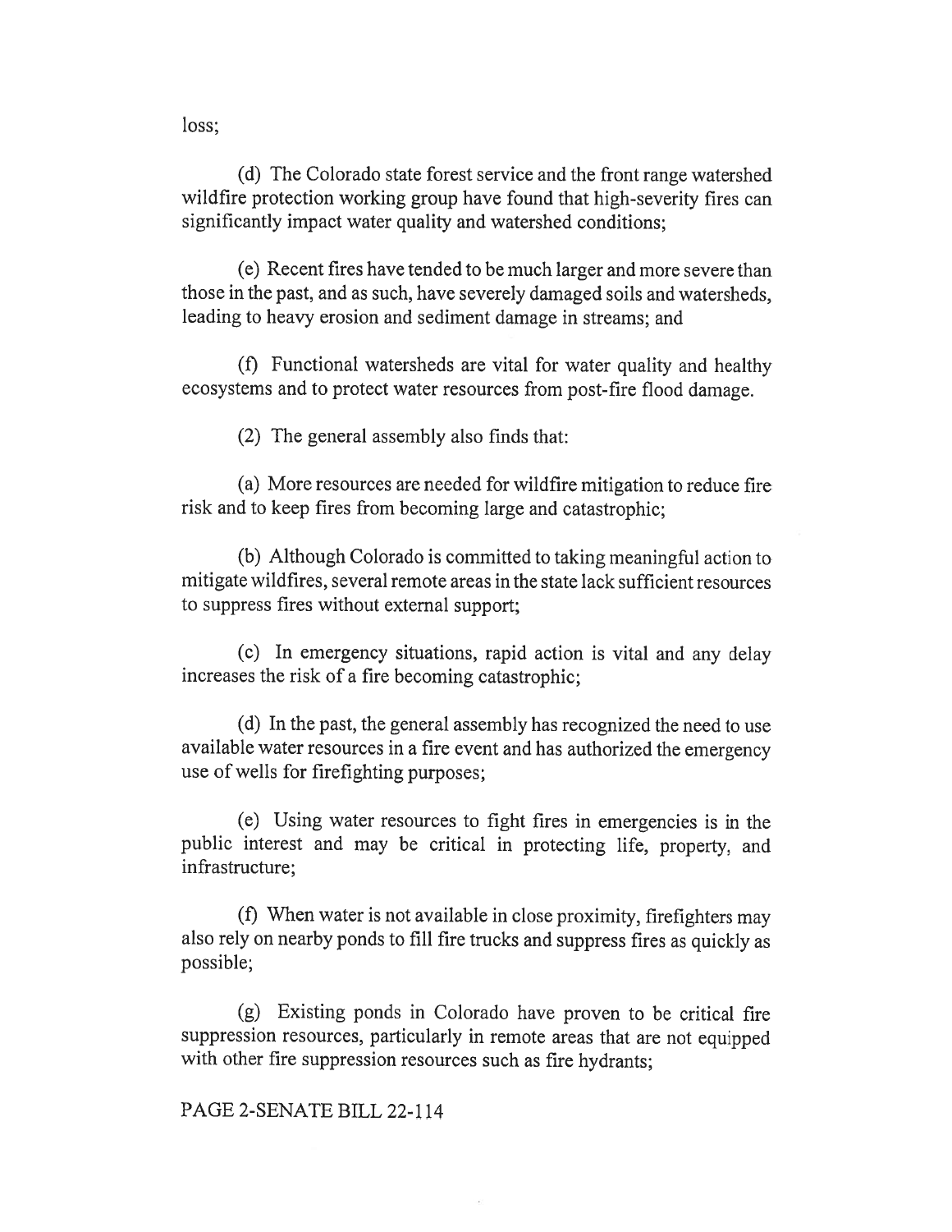loss;

(d) The Colorado state forest service and the front range watershed wildfire protection working group have found that high-severity fires can significantly impact water quality and watershed conditions;

(e) Recent fires have tended to be much larger and more severe than those in the past, and as such, have severely damaged soils and watersheds, leading to heavy erosion and sediment damage in streams; and

(f) Functional watersheds are vital for water quality and healthy ecosystems and to protect water resources from post-fire flood damage.

(2) The general assembly also finds that:

(a) More resources are needed for wildfire mitigation to reduce fire risk and to keep fires from becoming large and catastrophic;

(b) Although Colorado is committed to taking meaningful action to mitigate wildfires, several remote areas in the state lack sufficient resources to suppress fires without external support;

(c) In emergency situations, rapid action is vital and any delay increases the risk of a fire becoming catastrophic;

(d) In the past, the general assembly has recognized the need to use available water resources in a fire event and has authorized the emergency use of wells for firefighting purposes;

(e) Using water resources to fight fires in emergencies is in the public interest and may be critical in protecting life, property, and infrastructure;

(f) When water is not available in close proximity, firefighters may also rely on nearby ponds to fill fire trucks and suppress fires as quickly as possible;

(g) Existing ponds in Colorado have proven to be critical fire suppression resources, particularly in remote areas that are not equipped with other fire suppression resources such as fire hydrants;

PAGE 2-SENATE BILL 22-114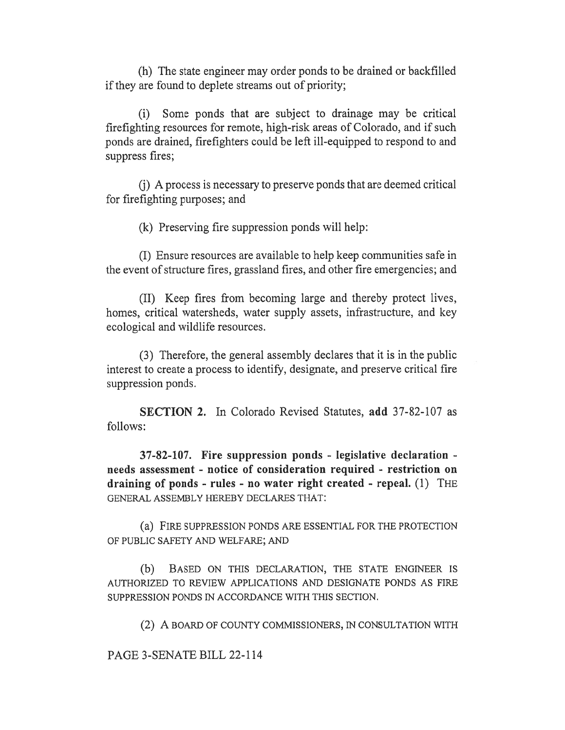(h) The state engineer may order ponds to be drained or backfilled if they are found to deplete streams out of priority;

(i) Some ponds that are subject to drainage may be critical firefighting resources for remote, high-risk areas of Colorado, and if such ponds are drained, firefighters could be left ill-equipped to respond to and suppress fires;

(j) A process is necessary to preserve ponds that are deemed critical for firefighting purposes; and

(k) Preserving fire suppression ponds will help:

(I) Ensure resources are available to help keep communities safe in the event of structure fires, grassland fires, and other fire emergencies; and

(II) Keep fires from becoming large and thereby protect lives, homes, critical watersheds, water supply assets, infrastructure, and key ecological and wildlife resources.

(3) Therefore, the general assembly declares that it is in the public interest to create a process to identify, designate, and preserve critical fire suppression ponds.

**SECTION 2.** In Colorado Revised Statutes, **add** 37-82-107 as follows:

**37-82-107. Fire suppression ponds - legislative declaration - needs assessment - notice of consideration required - restriction on draining of ponds - rules - no water right created - repeal.** (1) THE GENERAL ASSEMBLY HEREBY DECLARES THAT:

(a) FIRE SUPPRESSION PONDS ARE ESSENTIAL FOR THE PROTECTION OF PUBLIC SAFETY AND WELFARE; AND

(b) BASED ON THIS DECLARATION, THE STATE ENGINEER IS AUTHORIZED TO REVIEW APPLICATIONS AND DESIGNATE PONDS AS FIRE SUPPRESSION PONDS IN ACCORDANCE WITH THIS SECTION.

(2) A BOARD OF COUNTY COMMISSIONERS, IN CONSULTATION WITH

PAGE 3-SENATE BILL 22-114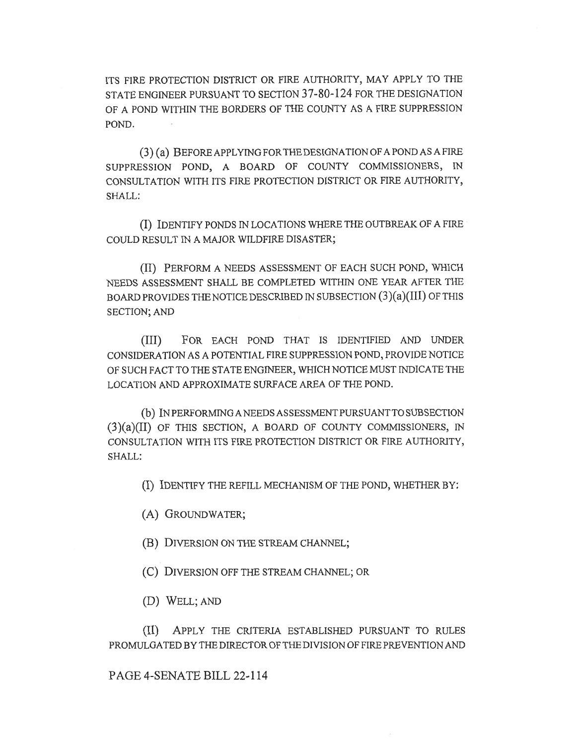ITS FIRE PROTECTION DISTRICT OR FIRE AUTHORITY, MAY APPLY TO THE STATE ENGINEER PURSUANT TO SECTION 37-80-124 FOR THE DESIGNATION OF A POND WITHIN THE BORDERS OF THE COUNTY AS A FIRE SUPPRESSION POND.

(3) (a) BEFORE APPLYING FOR THE DESIGNATION OF A POND AS A FIRE SUPPRESSION POND, A BOARD OF COUNTY COMMISSIONERS, IN CONSULTATION WITH ITS FIRE PROTECTION DISTRICT OR FIRE AUTHORITY, SHALL:

(I) IDENTIFY PONDS IN LOCATIONS WHERE THE OUTBREAK OF A FIRE COULD RESULT IN A MAJOR WILDFIRE DISASTER;

(II) PERFORM A NEEDS ASSESSMENT OF EACH SUCH POND, WHICH NEEDS ASSESSMENT SHALL BE COMPLETED WITHIN ONE YEAR AFTER THE BOARD PROVIDES THE NOTICE DESCRIBED IN SUBSECTION (3)(a)(III) OF THIS SECTION; AND

(III) FOR EACH POND THAT IS IDENTIFIED AND UNDER CONSIDERATION AS A POTENTIAL FIRE SUPPRESSION POND, PROVIDE NOTICE OF SUCH FACT TO THE STATE ENGINEER, WHICH NOTICE MUST INDICATE THE LOCATION AND APPROXIMATE SURFACE AREA OF THE POND.

(b) IN PERFORMING A NEEDS ASSESSMENT PURSUANT TO SUBSECTION (3)(a)(II) OF THIS SECTION, A BOARD OF COUNTY COMMISSIONERS, IN CONSULTATION WITH ITS FIRE PROTECTION DISTRICT OR FIRE AUTHORITY, SHALL:

(I) IDENTIFY THE REFILL MECHANISM OF THE POND, WHETHER BY:

(A) GROUNDWATER;

(B) DIVERSION ON THE STREAM CHANNEL;

(C) DIVERSION OFF THE STREAM CHANNEL; OR

(D) WELL; AND

(II) APPLY THE CRITERIA ESTABLISHED PURSUANT TO RULES PROMULGATED BY THE DIRECTOR OF THE DIVISION OF FIRE PREVENTION AND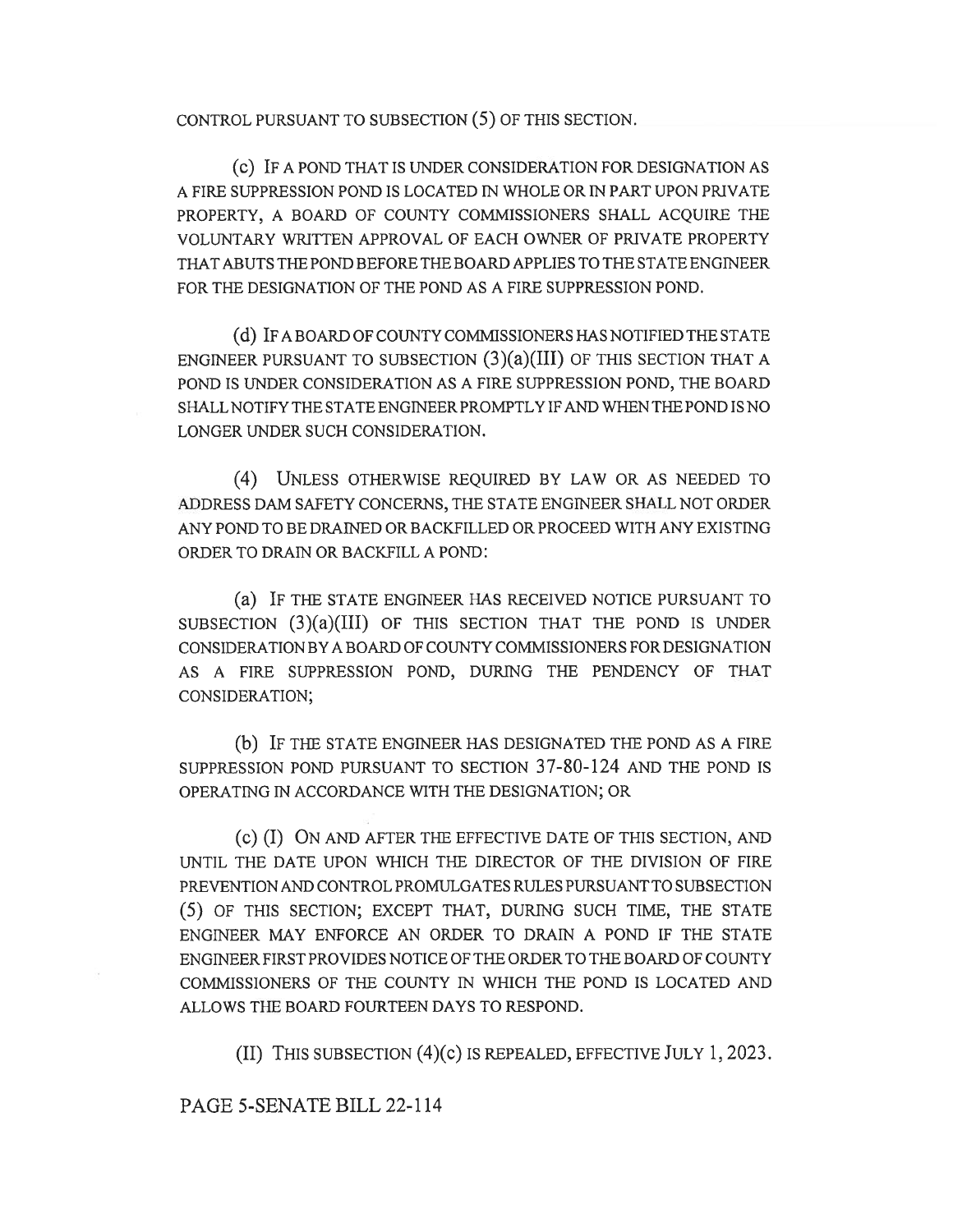CONTROL PURSUANT TO SUBSECTION (5) OF THIS SECTION.

(c) IF A POND THAT IS UNDER CONSIDERATION FOR DESIGNATION AS A FIRE SUPPRESSION POND IS LOCATED IN WHOLE OR IN PART UPON PRIVATE PROPERTY, A BOARD OF COUNTY COMMISSIONERS SHALL ACQUIRE THE VOLUNTARY WRITTEN APPROVAL OF EACH OWNER OF PRIVATE PROPERTY THAT ABUTS THE POND BEFORE THE BOARD APPLIES TO THE STATE ENGINEER FOR THE DESIGNATION OF THE POND AS A FIRE SUPPRESSION POND.

(d) IF A BOARD OF COUNTY COMMISSIONERS HAS NOTIFIED THE STATE ENGINEER PURSUANT TO SUBSECTION (3)(a)(III) OF THIS SECTION THAT A POND IS UNDER CONSIDERATION AS A FIRE SUPPRESSION POND, THE BOARD SHALL NOTIFY THE STATE ENGINEER PROMPTLY IF AND WHEN THE POND IS NO LONGER UNDER SUCH CONSIDERATION.

(4) UNLESS OTHERWISE REQUIRED BY LAW OR AS NEEDED TO ADDRESS DAM SAFETY CONCERNS, THE STATE ENGINEER SHALL NOT ORDER ANY POND TO BE DRAINED OR BACKFILLED OR PROCEED WITH ANY EXISTING ORDER TO DRAIN OR BACKFILL A POND:

(a) IF THE STATE ENGINEER HAS RECEIVED NOTICE PURSUANT TO SUBSECTION (3)(a)(III) OF THIS SECTION THAT THE POND IS UNDER CONSIDERATION BY A BOARD OF COUNTY COMMISSIONERS FOR DESIGNATION AS A FIRE SUPPRESSION POND, DURING THE PENDENCY OF THAT CONSIDERATION;

(b) IF THE STATE ENGINEER HAS DESIGNATED THE POND AS A FIRE SUPPRESSION POND PURSUANT TO SECTION 37-80-124 AND THE POND IS OPERATING IN ACCORDANCE WITH THE DESIGNATION; OR

(c) (I) ON AND AFTER THE EFFECTIVE DATE OF THIS SECTION, AND UNTIL THE DATE UPON WHICH THE DIRECTOR OF THE DIVISION OF FIRE PREVENTION AND CONTROL PROMULGATES RULES PURSUANT TO SUBSECTION (5) OF THIS SECTION; EXCEPT THAT, DURING SUCH TIME, THE STATE ENGINEER MAY ENFORCE AN ORDER TO DRAIN A POND IF THE STATE ENGINEER FIRST PROVIDES NOTICE OF THE ORDER TO THE BOARD OF COUNTY COMMISSIONERS OF THE COUNTY IN WHICH THE POND IS LOCATED AND ALLOWS THE BOARD FOURTEEN DAYS TO RESPOND.

(II) THIS SUBSECTION (4)(c) IS REPEALED, EFFECTIVE JULY 1, 2023.

PAGE 5-SENATE BILL 22-114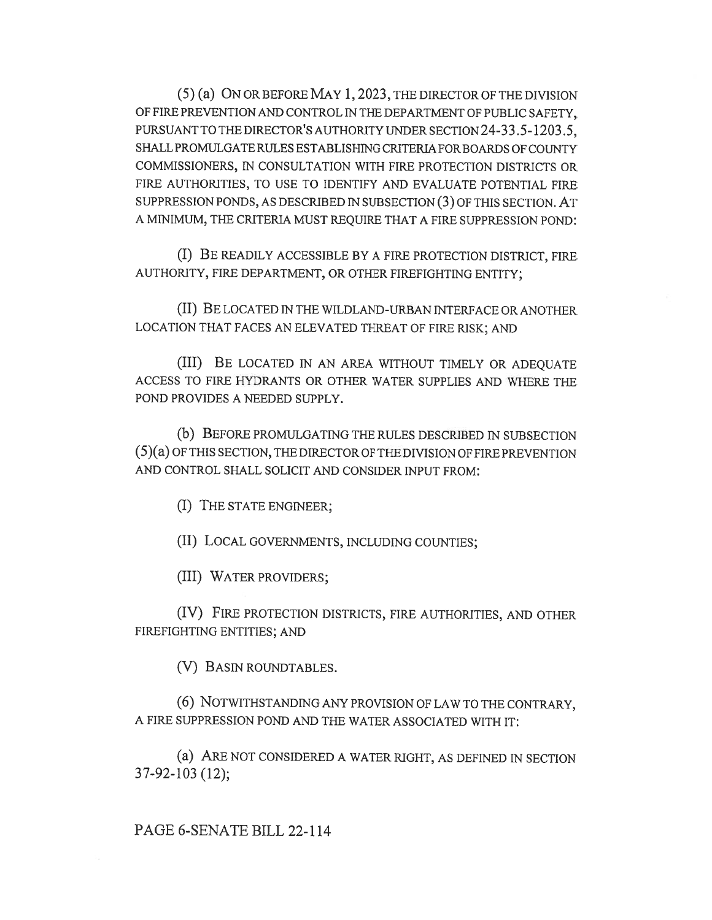(5) (a) ON OR BEFORE MAY 1, 2023, THE DIRECTOR OF THE DIVISION OF FIRE PREVENTION AND CONTROL IN THE DEPARTMENT OF PUBLIC SAFETY, PURSUANT TO THE DIRECTOR'S AUTHORITY UNDER SECTION 24-33.5-1203.5, SHALL PROMULGATE RULES ESTABLISHING CRITERIA FOR BOARDS OF COUNTY COMMISSIONERS, IN CONSULTATION WITH FIRE PROTECTION DISTRICTS OR FIRE AUTHORITIES, TO USE TO IDENTIFY AND EVALUATE POTENTIAL FIRE SUPPRESSION PONDS, AS DESCRIBED IN SUBSECTION (3) OF THIS SECTION. AT A MINIMUM, THE CRITERIA MUST REQUIRE THAT A FIRE SUPPRESSION POND:

(I) BE READILY ACCESSIBLE BY A FIRE PROTECTION DISTRICT, FIRE AUTHORITY, FIRE DEPARTMENT, OR OTHER FIREFIGHTING ENTITY;

(II) BE LOCATED IN THE WILDLAND-URBAN INTERFACE OR ANOTHER LOCATION THAT FACES AN ELEVATED THREAT OF FIRE RISK; AND

(III) BE LOCATED IN AN AREA WITHOUT TIMELY OR ADEQUATE ACCESS TO FIRE HYDRANTS OR OTHER WATER SUPPLIES AND WHERE THE POND PROVIDES A NEEDED SUPPLY.

(b) BEFORE PROMULGATING THE RULES DESCRIBED IN SUBSECTION (5)(a) OF THIS SECTION, THE DIRECTOR OF THE DIVISION OF FIRE PREVENTION AND CONTROL SHALL SOLICIT AND CONSIDER INPUT FROM:

(I) THE STATE ENGINEER;

(II) LOCAL GOVERNMENTS, INCLUDING COUNTIES;

(III) WATER PROVIDERS;

(IV) FIRE PROTECTION DISTRICTS, FIRE AUTHORITIES, AND OTHER FIREFIGHTING ENTITIES; AND

(V) BASIN ROUNDTABLES.

(6) NOTWITHSTANDING ANY PROVISION OF LAW TO THE CONTRARY, A FIRE SUPPRESSION POND AND THE WATER ASSOCIATED WITH IT:

(a) ARE NOT CONSIDERED A WATER RIGHT, AS DEFINED IN SECTION 37-92-103 (12);

PAGE 6-SENATE BILL 22-114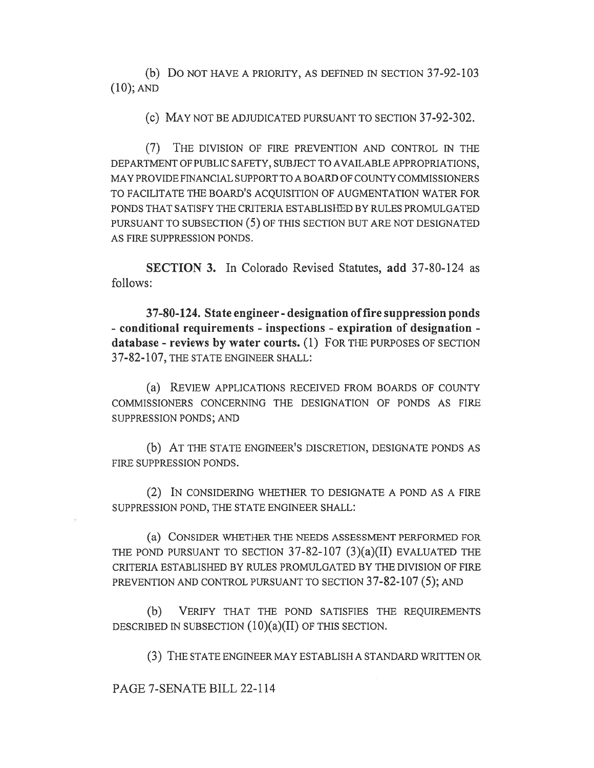(b) DO NOT HAVE A PRIORITY, AS DEFINED IN SECTION 37-92-103 (10); AND

(c) MAY NOT BE ADJUDICATED PURSUANT TO SECTION 37-92-302.

(7) THE DIVISION OF FIRE PREVENTION AND CONTROL IN THE DEPARTMENT OF PUBLIC SAFETY, SUBJECT TO AVAILABLE APPROPRIATIONS, MAY PROVIDE FINANCIAL SUPPORT TO A BOARD OF COUNTY COMMISSIONERS TO FACILITATE THE BOARD'S ACQUISITION OF AUGMENTATION WATER FOR PONDS THAT SATISFY THE CRITERIA ESTABLISHED BY RULES PROMULGATED PURSUANT TO SUBSECTION (5) OF THIS SECTION BUT ARE NOT DESIGNATED AS FIRE SUPPRESSION PONDS.

**SECTION 3.** In Colorado Revised Statutes, **add** 37-80-124 as follows:

**37-80-124. State engineer - designation of fire suppression ponds - conditional requirements - inspections - expiration of designation - database - reviews by water courts.** (1) FOR THE PURPOSES OF SECTION 37-82-107, THE STATE ENGINEER SHALL:

(a) REVIEW APPLICATIONS RECEIVED FROM BOARDS OF COUNTY COMMISSIONERS CONCERNING THE DESIGNATION OF PONDS AS FIRE SUPPRESSION PONDS; AND

(b) AT THE STATE ENGINEER'S DISCRETION, DESIGNATE PONDS AS FIRE SUPPRESSION PONDS.

(2) IN CONSIDERING WHETHER TO DESIGNATE A POND AS A FIRE SUPPRESSION POND, THE STATE ENGINEER SHALL:

(a) CONSIDER WHETHER THE NEEDS ASSESSMENT PERFORMED FOR THE POND PURSUANT TO SECTION 37-82-107 (3)(a)(II) EVALUATED THE CRITERIA ESTABLISHED BY RULES PROMULGATED BY THE DIVISION OF FIRE PREVENTION AND CONTROL PURSUANT TO SECTION 37-82-107 (5); AND

(b) VERIFY THAT THE POND SATISFIES THE REQUIREMENTS DESCRIBED IN SUBSECTION (10)(a)(II) OF THIS SECTION.

(3) THE STATE ENGINEER MAY ESTABLISH A STANDARD WRITTEN OR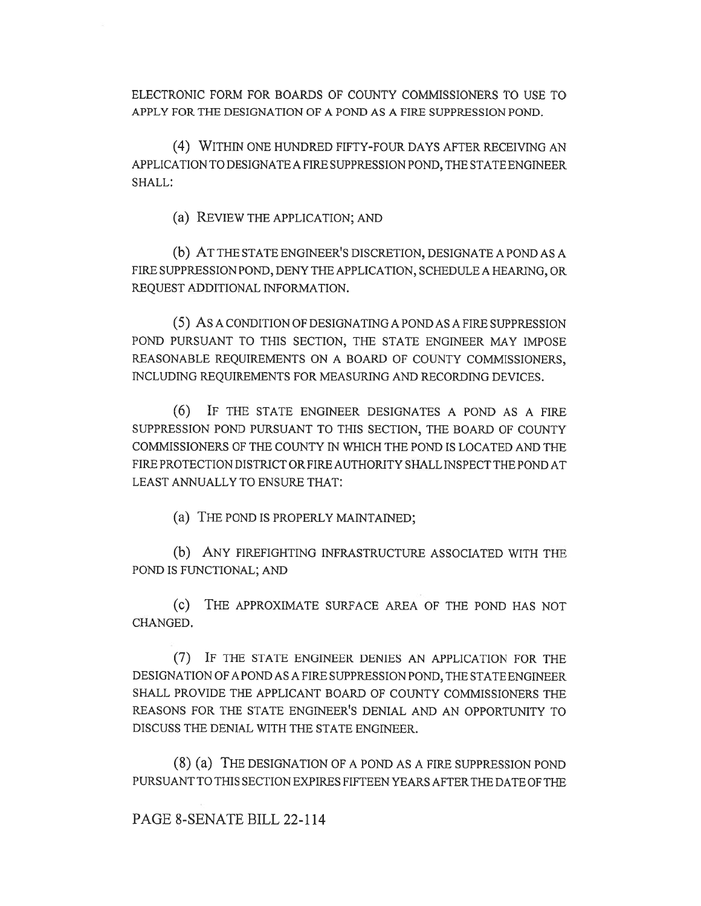ELECTRONIC FORM FOR BOARDS OF COUNTY COMMISSIONERS TO USE TO APPLY FOR THE DESIGNATION OF A POND AS A FIRE SUPPRESSION POND.

(4) WITHIN ONE HUNDRED FIFTY-FOUR DAYS AFTER RECEIVING AN APPLICATION TO DESIGNATE A FIRE SUPPRESSION POND, THE STATE ENGINEER SHALL:

(a) REVIEW THE APPLICATION; AND

(b) AT THE STATE ENGINEER'S DISCRETION, DESIGNATE A POND AS A FIRE SUPPRESSION POND, DENY THE APPLICATION, SCHEDULE A HEARING, OR REQUEST ADDITIONAL INFORMATION.

(5) AS A CONDITION OF DESIGNATING A POND AS A FIRE SUPPRESSION POND PURSUANT TO THIS SECTION, THE STATE ENGINEER MAY IMPOSE REASONABLE REQUIREMENTS ON A BOARD OF COUNTY COMMISSIONERS, INCLUDING REQUIREMENTS FOR MEASURING AND RECORDING DEVICES.

(6) IF THE STATE ENGINEER DESIGNATES A POND AS A FIRE SUPPRESSION POND PURSUANT TO THIS SECTION, THE BOARD OF COUNTY COMMISSIONERS OF THE COUNTY IN WHICH THE POND IS LOCATED AND THE FIRE PROTECTION DISTRICT OR FIRE AUTHORITY SHALL INSPECT THE POND AT LEAST ANNUALLY TO ENSURE THAT:

(a) THE POND IS PROPERLY MAINTAINED;

(b) ANY FIREFIGHTING INFRASTRUCTURE ASSOCIATED WITH THE POND IS FUNCTIONAL; AND

(c) THE APPROXIMATE SURFACE AREA OF THE POND HAS NOT CHANGED.

(7) IF THE STATE ENGINEER DENIES AN APPLICATION FOR THE DESIGNATION OF A POND AS A FIRE SUPPRESSION POND, THE STATE ENGINEER SHALL PROVIDE THE APPLICANT BOARD OF COUNTY COMMISSIONERS THE REASONS FOR THE STATE ENGINEER'S DENIAL AND AN OPPORTUNITY TO DISCUSS THE DENIAL WITH THE STATE ENGINEER.

(8) (a) THE DESIGNATION OF A POND AS A FIRE SUPPRESSION POND PURSUANT TO THIS SECTION EXPIRES FIFTEEN YEARS AFTER THE DATE OF THE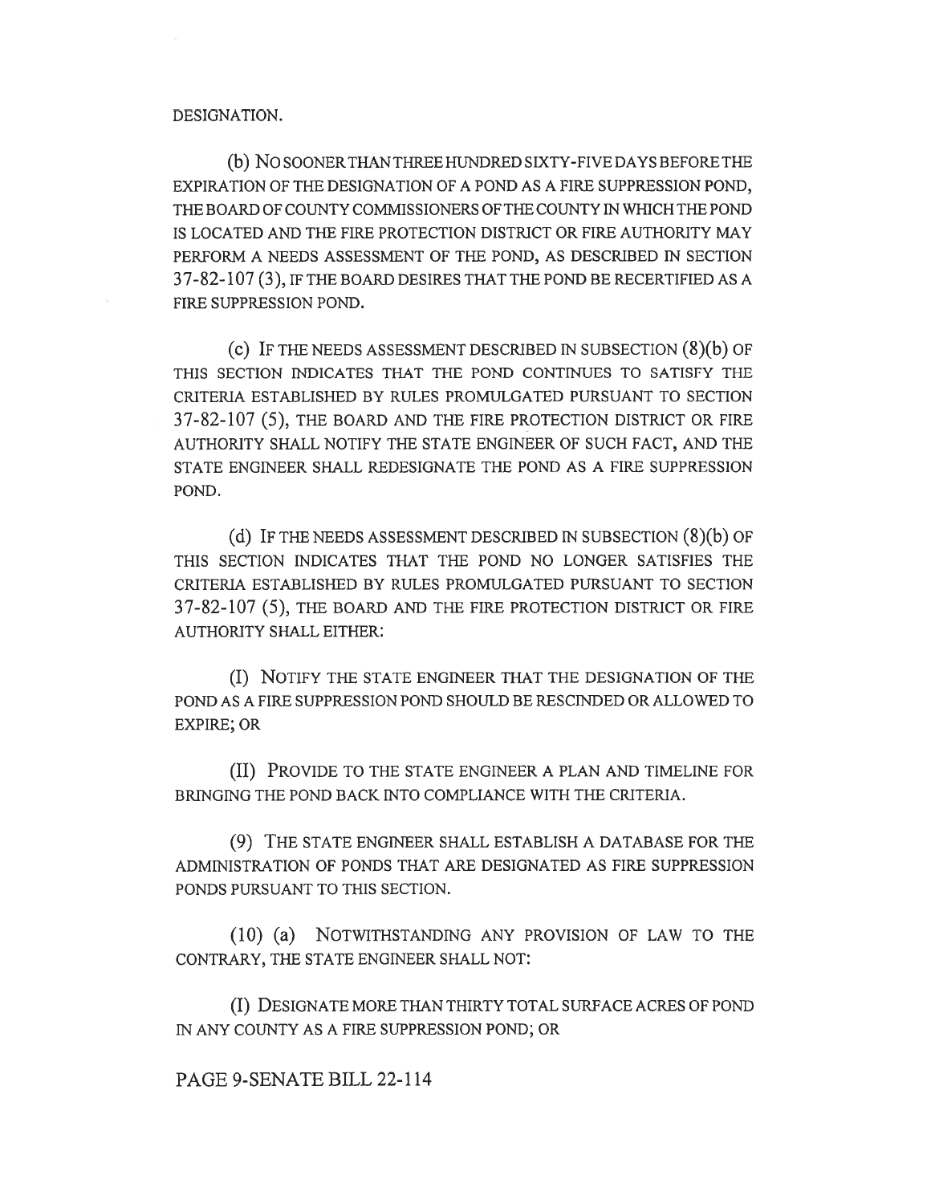DESIGNATION.

(b) NO SOONER THAN THREE HUNDRED SIXTY-FIVE DAYS BEFORE THE EXPIRATION OF THE DESIGNATION OF A POND AS A FIRE SUPPRESSION POND, THE BOARD OF COUNTY COMMISSIONERS OF THE COUNTY IN WHICH THE POND IS LOCATED AND THE FIRE PROTECTION DISTRICT OR FIRE AUTHORITY MAY PERFORM A NEEDS ASSESSMENT OF THE POND, AS DESCRIBED IN SECTION 37-82-107 (3), IF THE BOARD DESIRES THAT THE POND BE RECERTIFIED AS A FIRE SUPPRESSION POND.

(c) IF THE NEEDS ASSESSMENT DESCRIBED IN SUBSECTION (8)(b) OF THIS SECTION INDICATES THAT THE POND CONTINUES TO SATISFY THE CRITERIA ESTABLISHED BY RULES PROMULGATED PURSUANT TO SECTION 37-82-107 (5), THE BOARD AND THE FIRE PROTECTION DISTRICT OR FIRE AUTHORITY SHALL NOTIFY THE STATE ENGINEER OF SUCH FACT, AND THE STATE ENGINEER SHALL REDESIGNATE THE POND AS A FIRE SUPPRESSION POND.

(d) IF THE NEEDS ASSESSMENT DESCRIBED IN SUBSECTION (8)(b) OF THIS SECTION INDICATES THAT THE POND NO LONGER SATISFIES THE CRITERIA ESTABLISHED BY RULES PROMULGATED PURSUANT TO SECTION 37-82-107 (5), THE BOARD AND THE FIRE PROTECTION DISTRICT OR FIRE AUTHORITY SHALL EITHER:

(I) NOTIFY THE STATE ENGINEER THAT THE DESIGNATION OF THE POND AS A FIRE SUPPRESSION POND SHOULD BE RESCINDED OR ALLOWED TO EXPIRE; OR

(II) PROVIDE TO THE STATE ENGINEER A PLAN AND TIMELINE FOR BRINGING THE POND BACK INTO COMPLIANCE WITH THE CRITERIA.

(9) THE STATE ENGINEER SHALL ESTABLISH A DATABASE FOR THE ADMINISTRATION OF PONDS THAT ARE DESIGNATED AS FIRE SUPPRESSION PONDS PURSUANT TO THIS SECTION.

(10) (a) NOTWITHSTANDING ANY PROVISION OF LAW TO THE CONTRARY, THE STATE ENGINEER SHALL NOT:

(I) DESIGNATE MORE THAN THIRTY TOTAL SURFACE ACRES OF POND IN ANY COUNTY AS A FIRE SUPPRESSION POND; OR

PAGE 9-SENATE BILL 22-114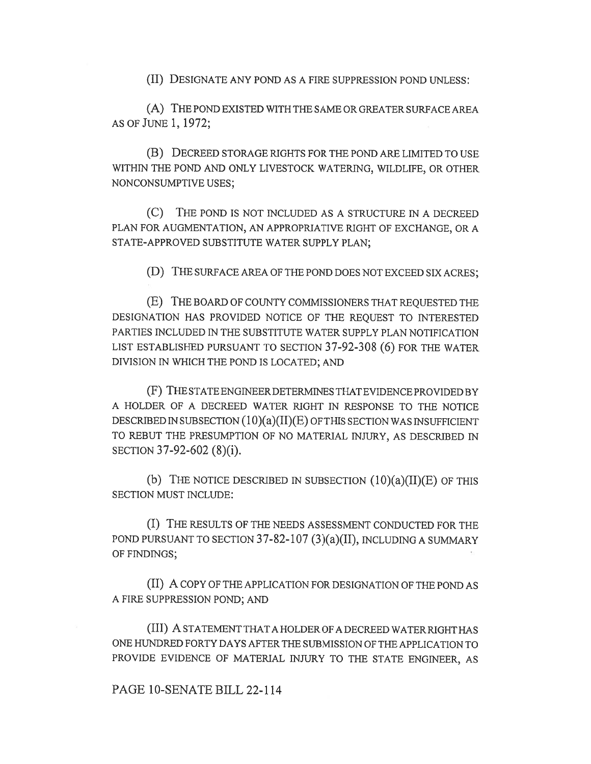(II) DESIGNATE ANY POND AS A FIRE SUPPRESSION POND UNLESS:

(A) THE POND EXISTED WITH THE SAME OR GREATER SURFACE AREA AS OF JUNE 1, 1972;

(B) DECREED STORAGE RIGHTS FOR THE POND ARE LIMITED TO USE WITHIN THE POND AND ONLY LIVESTOCK WATERING, WILDLIFE, OR OTHER NONCONSUMPTIVE USES;

(C) THE POND IS NOT INCLUDED AS A STRUCTURE IN A DECREED PLAN FOR AUGMENTATION, AN APPROPRIATIVE RIGHT OF EXCHANGE, OR A STATE-APPROVED SUBSTITUTE WATER SUPPLY PLAN;

(D) THE SURFACE AREA OF THE POND DOES NOT EXCEED SIX ACRES;

(E) THE BOARD OF COUNTY COMMISSIONERS THAT REQUESTED THE DESIGNATION HAS PROVIDED NOTICE OF THE REQUEST TO INTERESTED PARTIES INCLUDED IN THE SUBSTITUTE WATER SUPPLY PLAN NOTIFICATION LIST ESTABLISHED PURSUANT TO SECTION 37-92-308 (6) FOR THE WATER DIVISION IN WHICH THE POND IS LOCATED; AND

(F) THE STATE ENGINEER DETERMINES THAT EVIDENCE PROVIDED BY A HOLDER OF A DECREED WATER RIGHT IN RESPONSE TO THE NOTICE DESCRIBED IN SUBSECTION (10)(a)(II)(E) OF THIS SECTION WAS INSUFFICIENT TO REBUT THE PRESUMPTION OF NO MATERIAL INJURY, AS DESCRIBED IN SECTION 37-92-602 (8)(i).

(b) THE NOTICE DESCRIBED IN SUBSECTION (10)(a)(II)(E) OF THIS SECTION MUST INCLUDE:

(I) THE RESULTS OF THE NEEDS ASSESSMENT CONDUCTED FOR THE POND PURSUANT TO SECTION 37-82-107 (3)(a)(II), INCLUDING A SUMMARY OF FINDINGS;

(II) A COPY OF THE APPLICATION FOR DESIGNATION OF THE POND AS A FIRE SUPPRESSION POND; AND

(III) A STATEMENT THAT A HOLDER OF A DECREED WATER RIGHT HAS ONE HUNDRED FORTY DAYS AFTER THE SUBMISSION OF THE APPLICATION TO PROVIDE EVIDENCE OF MATERIAL INJURY TO THE STATE ENGINEER, AS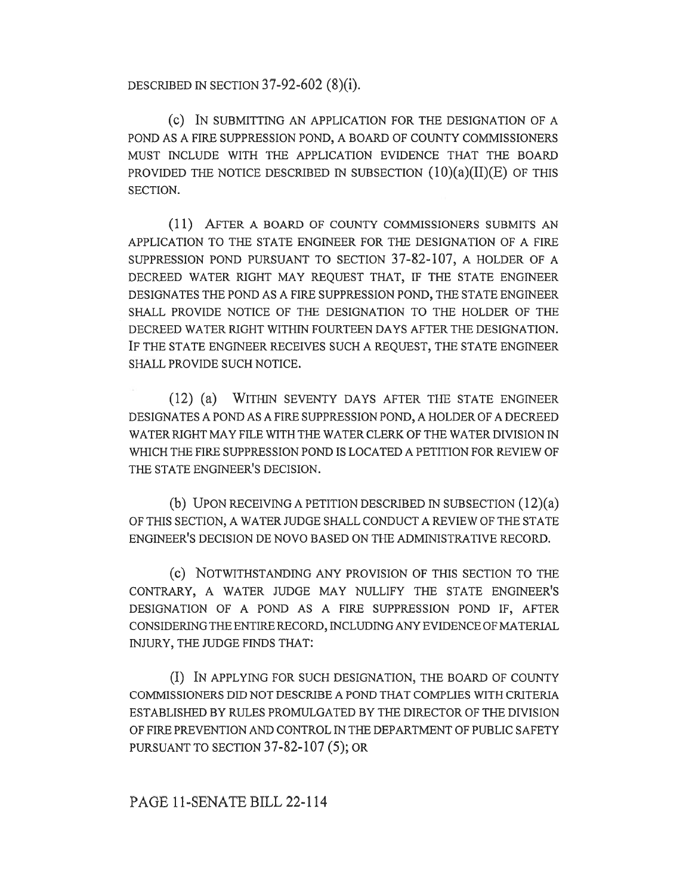DESCRIBED IN SECTION 37-92-602 (8)(i).

(c) IN SUBMITTING AN APPLICATION FOR THE DESIGNATION OF A POND AS A FIRE SUPPRESSION POND, A BOARD OF COUNTY COMMISSIONERS MUST INCLUDE WITH THE APPLICATION EVIDENCE THAT THE BOARD PROVIDED THE NOTICE DESCRIBED IN SUBSECTION (10)(a)(II)(E) OF THIS SECTION.

(11) AFTER A BOARD OF COUNTY COMMISSIONERS SUBMITS AN APPLICATION TO THE STATE ENGINEER FOR THE DESIGNATION OF A FIRE SUPPRESSION POND PURSUANT TO SECTION 37-82-107, A HOLDER OF A DECREED WATER RIGHT MAY REQUEST THAT, IF THE STATE ENGINEER DESIGNATES THE POND AS A FIRE SUPPRESSION POND, THE STATE ENGINEER SHALL PROVIDE NOTICE OF THE DESIGNATION TO THE HOLDER OF THE DECREED WATER RIGHT WITHIN FOURTEEN DAYS AFTER THE DESIGNATION. IF THE STATE ENGINEER RECEIVES SUCH A REQUEST, THE STATE ENGINEER SHALL PROVIDE SUCH NOTICE.

(12) (a) WITHIN SEVENTY DAYS AFTER THE STATE ENGINEER DESIGNATES A POND AS A FIRE SUPPRESSION POND, A HOLDER OF A DECREED WATER RIGHT MAY FILE WITH THE WATER CLERK OF THE WATER DIVISION IN WHICH THE FIRE SUPPRESSION POND IS LOCATED A PETITION FOR REVIEW OF THE STATE ENGINEER'S DECISION.

(b) UPON RECEIVING A PETITION DESCRIBED IN SUBSECTION (12)(a) OF THIS SECTION, A WATER JUDGE SHALL CONDUCT A REVIEW OF THE STATE ENGINEER'S DECISION DE NOVO BASED ON THE ADMINISTRATIVE RECORD.

(c) NOTWITHSTANDING ANY PROVISION OF THIS SECTION TO THE CONTRARY, A WATER JUDGE MAY NULLIFY THE STATE ENGINEER'S DESIGNATION OF A POND AS A FIRE SUPPRESSION POND IF, AFTER CONSIDERING THE ENTIRE RECORD, INCLUDING ANY EVIDENCE OF MATERIAL INJURY, THE JUDGE FINDS THAT:

(I) IN APPLYING FOR SUCH DESIGNATION, THE BOARD OF COUNTY COMMISSIONERS DID NOT DESCRIBE A POND THAT COMPLIES WITH CRITERIA ESTABLISHED BY RULES PROMULGATED BY THE DIRECTOR OF THE DIVISION OF FIRE PREVENTION AND CONTROL IN THE DEPARTMENT OF PUBLIC SAFETY PURSUANT TO SECTION 37-82-107 (5); OR

PAGE 11-SENATE BILL 22-114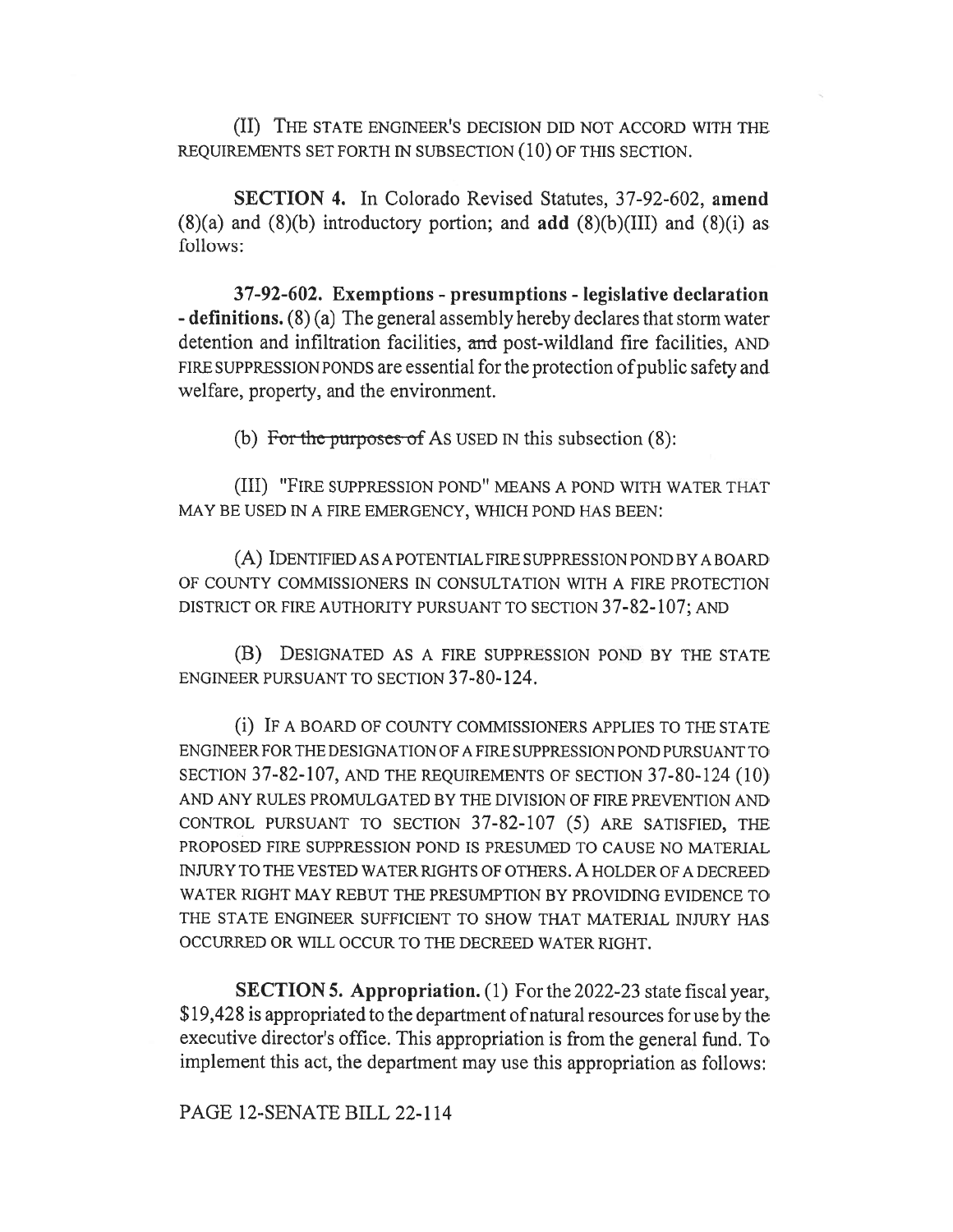(II) THE STATE ENGINEER'S DECISION DID NOT ACCORD WITH THE REQUIREMENTS SET FORTH IN SUBSECTION (10) OF THIS SECTION.

**SECTION 4.** In Colorado Revised Statutes, 37-92-602, **amend** (8)(a) and (8)(b) introductory portion; and **add** (8)(b)(III) and (8)(i) as follows:

**37-92-602. Exemptions - presumptions - legislative declaration - definitions.** (8) (a) The general assembly hereby declares that storm water detention and infiltration facilities, ~~and~~ post-wildland fire facilities, AND FIRE SUPPRESSION PONDS are essential for the protection of public safety and welfare, property, and the environment.

(b) ~~For the purposes of~~ AS USED IN this subsection (8):

(III) "FIRE SUPPRESSION POND" MEANS A POND WITH WATER THAT MAY BE USED IN A FIRE EMERGENCY, WHICH POND HAS BEEN:

(A) IDENTIFIED AS A POTENTIAL FIRE SUPPRESSION POND BY A BOARD OF COUNTY COMMISSIONERS IN CONSULTATION WITH A FIRE PROTECTION DISTRICT OR FIRE AUTHORITY PURSUANT TO SECTION 37-82-107; AND

(B) DESIGNATED AS A FIRE SUPPRESSION POND BY THE STATE ENGINEER PURSUANT TO SECTION 37-80-124.

(i) IF A BOARD OF COUNTY COMMISSIONERS APPLIES TO THE STATE ENGINEER FOR THE DESIGNATION OF A FIRE SUPPRESSION POND PURSUANT TO SECTION 37-82-107, AND THE REQUIREMENTS OF SECTION 37-80-124 (10) AND ANY RULES PROMULGATED BY THE DIVISION OF FIRE PREVENTION AND CONTROL PURSUANT TO SECTION 37-82-107 (5) ARE SATISFIED, THE PROPOSED FIRE SUPPRESSION POND IS PRESUMED TO CAUSE NO MATERIAL INJURY TO THE VESTED WATER RIGHTS OF OTHERS. A HOLDER OF A DECREED WATER RIGHT MAY REBUT THE PRESUMPTION BY PROVIDING EVIDENCE TO THE STATE ENGINEER SUFFICIENT TO SHOW THAT MATERIAL INJURY HAS OCCURRED OR WILL OCCUR TO THE DECREED WATER RIGHT.

**SECTION 5. Appropriation.** (1) For the 2022-23 state fiscal year, $19,428 is appropriated to the department of natural resources for use by the executive director's office. This appropriation is from the general fund. To implement this act, the department may use this appropriation as follows: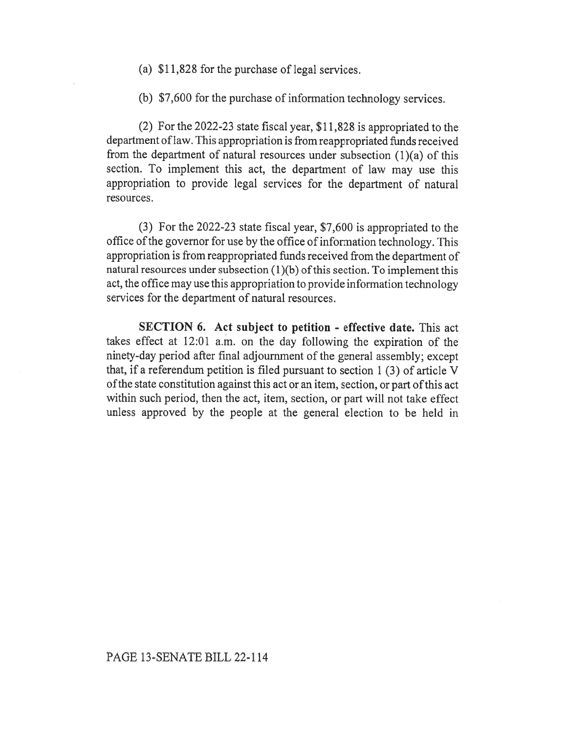(a) $11,828 for the purchase of legal services.

(b) $7,600 for the purchase of information technology services.

(2) For the 2022-23 state fiscal year, $11,828 is appropriated to the department of law. This appropriation is from reappropriated funds received from the department of natural resources under subsection (1)(a) of this section. To implement this act, the department of law may use this appropriation to provide legal services for the department of natural resources.

(3) For the 2022-23 state fiscal year, $7,600 is appropriated to the office of the governor for use by the office of information technology. This appropriation is from reappropriated funds received from the department of natural resources under subsection (1)(b) of this section. To implement this act, the office may use this appropriation to provide information technology services for the department of natural resources.

**SECTION 6. Act subject to petition - effective date.** This act takes effect at 12:01 a.m. on the day following the expiration of the ninety-day period after final adjournment of the general assembly; except that, if a referendum petition is filed pursuant to section 1 (3) of article V of the state constitution against this act or an item, section, or part of this act within such period, then the act, item, section, or part will not take effect unless approved by the people at the general election to be held in

PAGE 13-SENATE BILL 22-114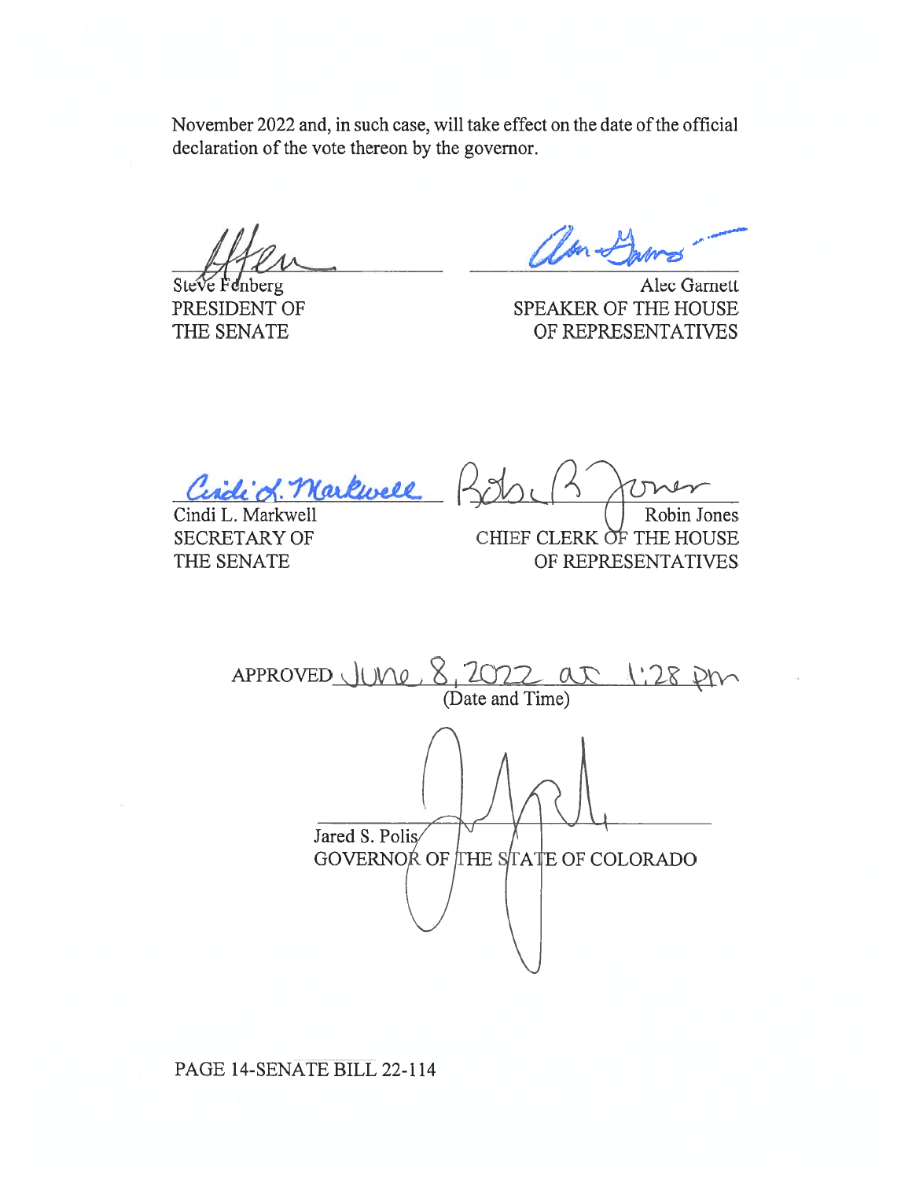November 2022 and, in such case, will take effect on the date of the official declaration of the vote thereon by the governor.

| | |
|---|---|
| Steve Fenberg<br>PRESIDENT OF<br>THE SENATE | Alec Garnett<br>SPEAKER OF THE HOUSE<br>OF REPRESENTATIVES |
| Cindi L. Markwell<br>SECRETARY OF<br>THE SENATE | Robin Jones<br>CHIEF CLERK OF THE HOUSE<br>OF REPRESENTATIVES |

APPROVED June 8, 2022 at 1:28 pm
(Date and Time)

Jared S. Polis
GOVERNOR OF THE STATE OF COLORADO

PAGE 14-SENATE BILL 22-114